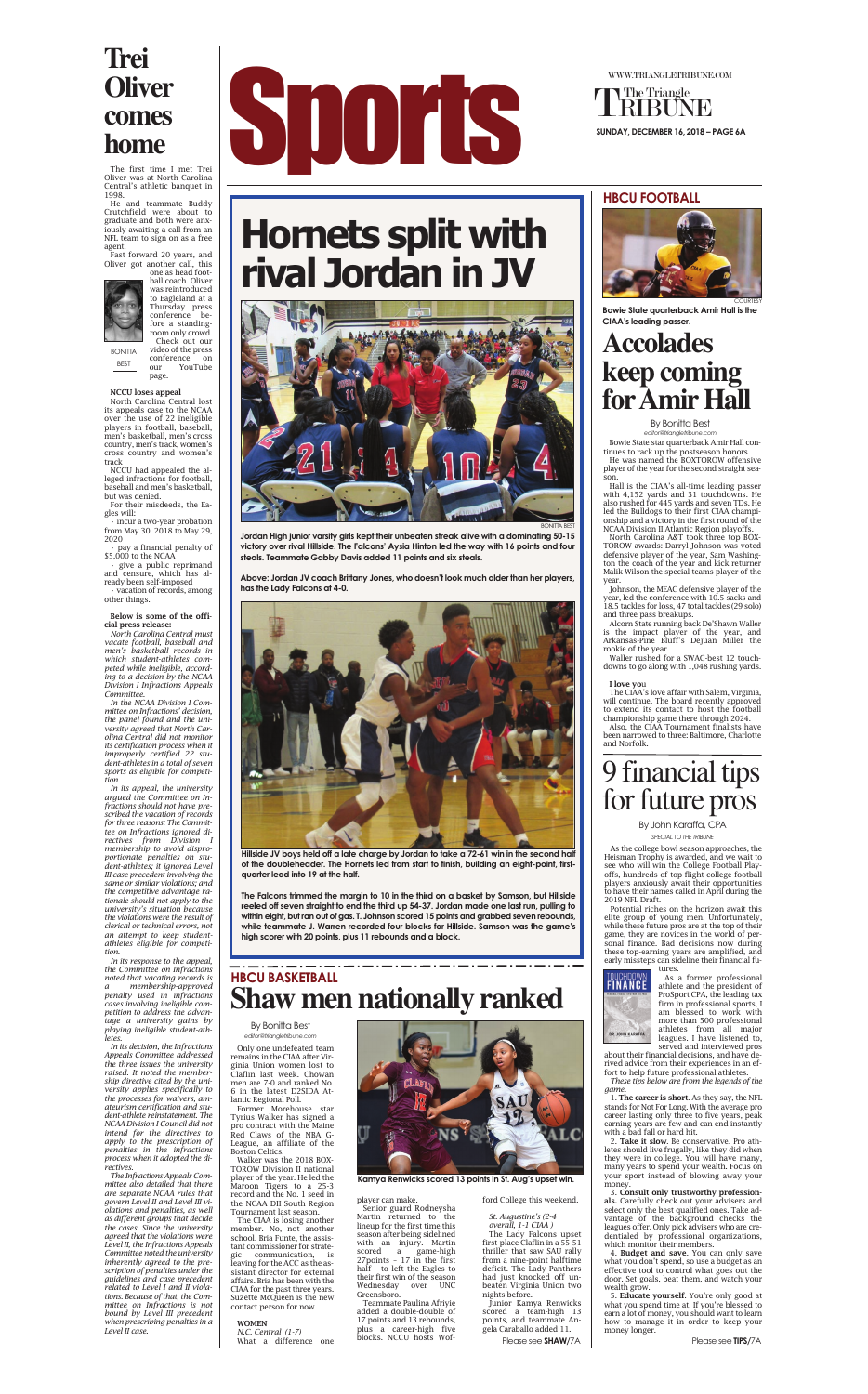# Trei Oliver comes home

The first time I met Trei Oliver was at North Carolina Central's athletic banquet in 1998.

He and teammate Buddy Crutchfield were about to graduate and both were anxiously awaiting a call from an NFL team to sign on as a free agent.

Fast forward 20 years, and Oliver got another call, this one as head football coach. Oliver was reintroduced to Eagleland at a Thursday press conference before a standing-room only crowd.

Check out our video of the press conference on our YouTube page.

BONITTA BEST

**NCCU loses appeal**

North Carolina Central lost its appeals case to the NCAA over the use of 22 ineligible players in football, baseball, men's basketball, men's cross country, men's track, women's cross country and women's track

NCCU had appealed the alleged infractions for football, baseball and men's basketball, but was denied.

For their misdeeds, the Eagles will:

- incur a two-year probation from May 30, 2018 to May 29, 2020
- pay a financial penalty of $5,000 to the NCAA
- give a public reprimand and censure, which has already been self-imposed
- vacation of records, among other things.

**Below is some of the official press release:**

*North Carolina Central must vacate football, baseball and men's basketball records in which student-athletes competed while ineligible, according to a decision by the NCAA Division I Infractions Appeals Committee.*

*In the NCAA Division I Committee on Infractions' decision, the panel found and the university agreed that North Carolina Central did not monitor its certification process when it improperly certified 22 student-athletes in a total of seven sports as eligible for competition.*

*In its appeal, the university argued the Committee on Infractions should not have prescribed the vacation of records for three reasons: The Committee on Infractions ignored Division I membership to avoid disproportionate penalties on student-athletes; it ignored Level III case precedent involving the same or similar violations; and the competitive advantage rationale should not apply to the university's situation because the violations were the result of clerical or technical errors, not an attempt to keep student-athletes eligible for competition.*

*In its response to the appeal, the Committee on Infractions noted that vacating records is a membership-approved penalty used in infractions cases involving ineligible competition to address the advantage a university gains by playing ineligible student-athletes.*

*In its decision, the Infractions Appeals Committee addressed the three issues the university raised. It noted the membership directive cited by the university applies specifically to the processes for waivers, amateurism certification and student-athlete reinstatement. The NCAA Division I Council did not intend for the directives to apply to the prescription of penalties in the infractions process when it adopted the directives.*

*The Infractions Appeals Committee also detailed that there are separate NCAA rules that govern Level II and Level III violations and penalties, as well as different groups that decide the cases. Since the university agreed that the violations were Level II, the Infractions Appeals Committee noted the university inherently agreed to the prescription of penalties under the guidelines and case precedent related to Level I and II violations. Because of that, the Committee on Infractions is not bound by Level III precedent when prescribing penalties in a Level II case.*

# Sports

WWW.TRIANGLETRIBUNE.COM

The Triangle Tribune

SUNDAY, DECEMBER 16, 2018 – PAGE 6A

# Hornets split with rival Jordan in JV

BONITTA BEST

**Jordan High junior varsity girls kept their unbeaten streak alive with a dominating 50-15 victory over rival Hillside. The Falcons' Aysia Hinton led the way with 16 points and four steals. Teammate Gabby Davis added 11 points and six steals.**

**Above: Jordan JV coach Brittany Jones, who doesn't look much older than her players, has the Lady Falcons at 4-0.**

**Hillside JV boys held off a late charge by Jordan to take a 72-61 win in the second half of the doubleheader. The Hornets led from start to finish, building an eight-point, first-quarter lead into 19 at the half.**

**The Falcons trimmed the margin to 10 in the third on a basket by Samson, but Hillside reeled off seven straight to end the third up 54-37. Jordan made one last run, pulling to within eight, but ran out of gas. T. Johnson scored 15 points and grabbed seven rebounds, while teammate J. Warren recorded four blocks for Hillside. Samson was the game's high scorer with 20 points, plus 11 rebounds and a block.**

## HBCU BASKETBALL

# Shaw men nationally ranked

By Bonitta Best
*editor@triangletribune.com*

Only one undefeated team remains in the CIAA after Virginia Union women lost to Claflin last week. Chowan men are 7-0 and ranked No. 6 in the latest D2SIDA Atlantic Regional Poll.

Former Morehouse star Tyrius Walker has signed a pro contract with the Maine Red Claws of the NBA G-League, an affiliate of the Boston Celtics.

Walker was the 2018 BOXTOROW Division II national player of the year. He led the Maroon Tigers to a 25-3 record and the No. 1 seed in the NCAA DII South Region Tournament last season.

The CIAA is losing another member. No, not another school. Bria Funte, the assistant commissioner for strategic communication, is leaving for the ACC as the assistant director for external affairs. Bria has been with the CIAA for the past three years. Suzette McQueen is the new contact person for now

**WOMEN**

*N.C. Central (1-7)*

What a difference one player can make.

Senior guard Rodneysha Martin returned to the lineup for the first time this season after being sidelined with an injury. Martin scored a game-high 27points – 17 in the first half – to left the Eagles to their first win of the season Wednesday over UNC Greensboro.

Teammate Paulina Afriyie added a double-double of 17 points and 13 rebounds, plus a career-high five blocks. NCCU hosts Wofford College this weekend.

**Kamya Renwicks scored 13 points in St. Aug's upset win.**

*St. Augustine's (2-4 overall, 1-1 CIAA )*

The Lady Falcons upset first-place Claflin in a 55-51 thriller that saw SAU rally from a nine-point halftime deficit. The Lady Panthers had just knocked off unbeaten Virginia Union two nights before.

Junior Kamya Renwicks scored a team-high 13 points, and teammate Angela Caraballo added 11.

Please see **SHAW**/7A

## HBCU FOOTBALL

COURTESY

**Bowie State quarterback Amir Hall is the CIAA's leading passer.**

# Accolades keep coming for Amir Hall

By Bonitta Best
*editor@triangletribune.com*

Bowie State star quarterback Amir Hall continues to rack up the postseason honors.

He was named the BOXTOROW offensive player of the year for the second straight season.

Hall is the CIAA's all-time leading passer with 4,152 yards and 31 touchdowns. He also rushed for 445 yards and seven TDs. He led the Bulldogs to their first CIAA championship and a victory in the first round of the NCAA Division II Atlantic Region playoffs.

North Carolina A&T took three top BOXTOROW awards: Darryl Johnson was voted defensive player of the year, Sam Washington the coach of the year and kick returner Malik Wilson the special teams player of the year.

Johnson, the MEAC defensive player of the year, led the conference with 10.5 sacks and 18.5 tackles for loss, 47 total tackles (29 solo) and three pass breakups.

Alcorn State running back De'Shawn Waller is the impact player of the year, and Arkansas-Pine Bluff's Dejuan Miller the rookie of the year.

Waller rushed for a SWAC-best 12 touchdowns to go along with 1,048 rushing yards.

**I love you**

The CIAA's love affair with Salem, Virginia, will continue. The board recently approved to extend its contract to host the football championship game there through 2024.

Also, the CIAA Tournament finalists have been narrowed to three: Baltimore, Charlotte and Norfolk.

# 9 financial tips for future pros

By John Karaffa, CPA
*SPECIAL TO THE TRIBUNE*

As the college bowl season approaches, the Heisman Trophy is awarded, and we wait to see who will win the College Football Playoffs, hundreds of top-flight college football players anxiously await their opportunities to have their names called in April during the 2019 NFL Draft.

Potential riches on the horizon await this elite group of young men. Unfortunately, while these future pros are at the top of their game, they are novices in the world of personal finance. Bad decisions now during these top-earning years are amplified, and early missteps can sideline their financial futures.

As a former professional athlete and the president of ProSport CPA, the leading tax firm in professional sports, I am blessed to work with more than 500 professional athletes from all major leagues. I have listened to, served and interviewed pros about their financial decisions, and have derived advice from their experiences in an effort to help future professional athletes.

*These tips below are from the legends of the game.*

1. **The career is short.** As they say, the NFL stands for Not For Long. With the average pro career lasting only three to five years, peak earning years are few and can end instantly with a bad fall or hard hit.
2. **Take it slow.** Be conservative. Pro athletes should live frugally, like they did when they were in college. You will have many, many years to spend your wealth. Focus on your stont instead of blowing away your money.
3. **Consult only trustworthy professionals.** Carefully check out your advisers and select only the best qualified ones. Take advantage of the background checks the leagues offer. Only pick advisers who are credentialed by professional organizations, which monitor their members.
4. **Budget and save.** You can only save what you don't spend, so use a budget as an effective tool to control what goes out the door. Set goals, beat them, and watch your wealth grow.
5. **Educate yourself.** You're only good at what you spend time at. If you're blessed to earn a lot of money, you should want to learn how to manage it in order to keep your money longer.

Please see **TIPS**/7A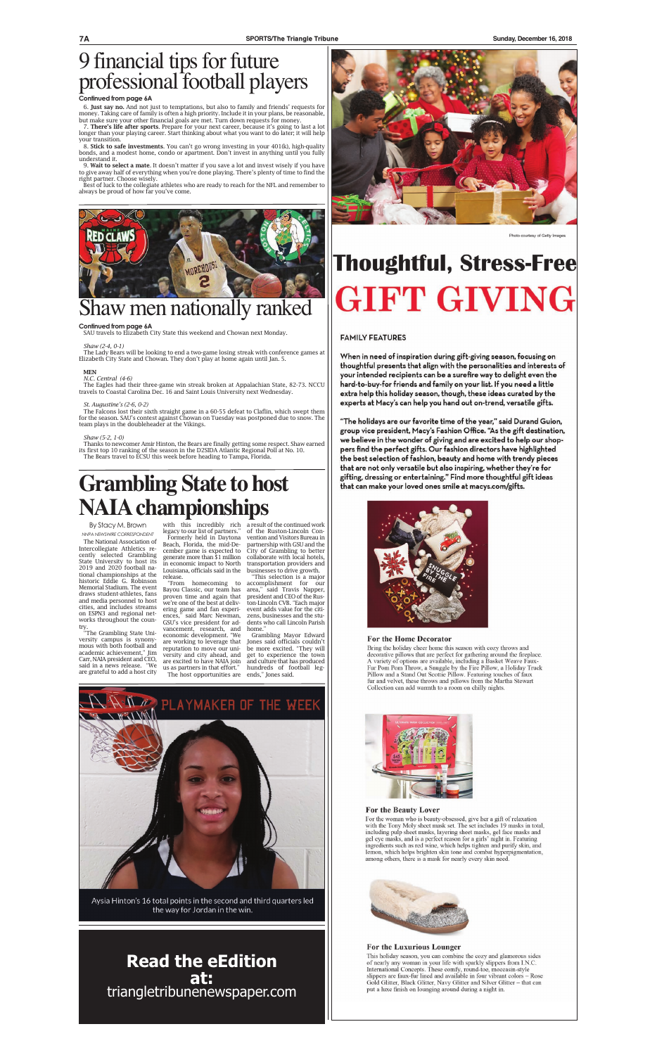# 9 financial tips for future professional football players

**Continued from page 6A**

6. **Just say no.** And not just to temptations, but also to family and friends' requests for money. Taking care of family is often a high priority. Include it in your plans, be reasonable, but make sure your other financial goals are met. Turn down requests for money.

7. **There's life after sports.** Prepare for your next career, because it's going to last a lot longer than your playing career. Start thinking about what you want to do later; it will help your transition.

8. **Stick to safe investments.** You can't go wrong investing in your 401(k), high-quality bonds, and a modest home, condo or apartment. Don't invest in anything until you fully understand it.

9. **Wait to select a mate.** It doesn't matter if you save a lot and invest wisely if you have to give away half of everything when you're done playing. There's plenty of time to find the right partner. Choose wisely.

Best of luck to the collegiate athletes who are ready to reach for the NFL and remember to always be proud of how far you've come.

# Shaw men nationally ranked

**Continued from page 6A**

SAU travels to Elizabeth City State this weekend and Chowan next Monday.

*Shaw (2-4, 0-1)*

The Lady Bears will be looking to end a two-game losing streak with conference games at Elizabeth City State and Chowan. They don't play at home again until Jan. 5.

**MEN**

*N.C. Central (4-6)*

The Eagles had their three-game win streak broken at Appalachian State, 82-73. NCCU travels to Coastal Carolina Dec. 16 and Saint Louis University next Wednesday.

*St. Augustine's (2-6, 0-2)*

The Falcons lost their sixth straight game in a 60-55 defeat to Claflin, which swept them for the season. SAU's contest against Chowan on Tuesday was postponed due to snow. The team plays in the doubleheader at the Vikings.

*Shaw (5-2, 1-0)*

Thanks to newcomer Amir Hinton, the Bears are finally getting some respect. Shaw earned its first top 10 ranking of the season in the D2SIDA Atlantic Regional Poll at No. 10.

The Bears travel to ECSU this week before heading to Tampa, Florida.

# Grambling State to host NAIA championships

By Stacy M. Brown

*NNPA NEWSWIRE CORRESPONDENT*

The National Association of Intercollegiate Athletics recently selected Grambling State University to host its 2019 and 2020 football national championships at the historic Eddie G. Robinson Memorial Stadium. The event draws student-athletes, fans and media personnel to host cities, and includes streams on ESPN3 and regional networks throughout the country.

"The Grambling State University campus is synonymous with both football and academic achievement," Jim Carr, NAIA president and CEO, said in a news release. "We are grateful to add a host city with this incredibly rich legacy to our list of partners."

Formerly held in Daytona Beach, Florida, the mid-December game is expected to generate more than $1 million in economic impact to North Louisiana, officials said in the release.

"From homecoming to Bayou Classic, our team has proven time and again that we're one of the best at delivering game and fan experiences," said Marc Newman, GSU's vice president for advancement, research, and economic development. "We are working to leverage that reputation to move our university and city ahead, and are excited to have NAIA join us as partners in that effort."

The host opportunities are a result of the continued work of the Ruston-Lincoln Convention and Visitors Bureau in partnership with GSU and the City of Grambling to better collaborate with local hotels, transportation providers and businesses to drive growth.

"This selection is a major accomplishment for our area," said Travis Napper, president and CEO of the Ruston-Lincoln CVB. "Each major event adds value for the citizens, businesses and the students and the residents who call Lincoln Parish home."

Grambling Mayor Edward Jones said officials couldn't be more excited. "They will get to experience the town and culture that has produced hundreds of football legends," Jones said.

PLAYMAKER OF THE WEEK

Aysia Hinton's 16 total points in the second and third quarters led the way for Jordan in the win.

**Read the eEdition at:**
trianglettribunenewspaper.com

Photo courtesy of Getty Images

# Thoughtful, Stress-Free GIFT GIVING

FAMILY FEATURES

**When in need of inspiration during gift-giving season, focusing on thoughtful presents that align with the personalities and interests of your intended recipients can be a surefire way to delight even the hard-to-buy-for friends and family on your list. If you need a little extra help this holiday season, though, these ideas curated by the experts at Macy's can help you hand out on-trend, versatile gifts.**

**"The holidays are our favorite time of the year," said Durand Guion, group vice president, Macy's Fashion Office. "As the gift destination, we believe in the wonder of giving and are excited to help our shoppers find the perfect gifts. Our fashion directors have highlighted the best selection of fashion, beauty and home with trendy pieces that are not only versatile but also inspiring, whether they're for gifting, dressing or entertaining." Find more thoughtful gift ideas that can make your loved ones smile at macys.com/gifts.**

### For the Home Decorator

Bring the holiday cheer home this season with cozy throws and decorative pillows that are perfect for gathering around the fireplace. A variety of options are available, including a Basket Weave Faux-Fur Pom Pom Throw, a Snuggle by the Fire Pillow, a Holiday Truck Pillow and a Stand Out Scottie Pillow. Featuring touches of faux fur and velvet, these throws and pillows from the Martha Stewart Collection can add warmth to a room on chilly nights.

### For the Beauty Lover

For the woman who is beauty-obsessed, give her a gift of relaxation with the Tony Moly sheet mask set. The set includes 19 masks in total, including pulp sheet masks, layering sheet masks, gel face masks and gel eye masks, and is a perfect reason for a girls' night in. Featuring ingredients such as red wine, which helps tighten and purify skin, and lemon, which helps brighten skin tone and combat hyperpigmentation, among others, there is a mask for nearly every skin need.

### For the Luxurious Lounger

This holiday season, you can combine the cozy and glamorous sides of nearly any woman in your life with sparkly slippers from I.N.C. International Concepts. These comfy, round-toe, moccasin-style slippers are faux-fur lined and available in four vibrant colors – Rose Gold Glitter, Black Glitter, Navy Glitter and Silver Glitter – that can put a luxe finish on lounging around during a night in.